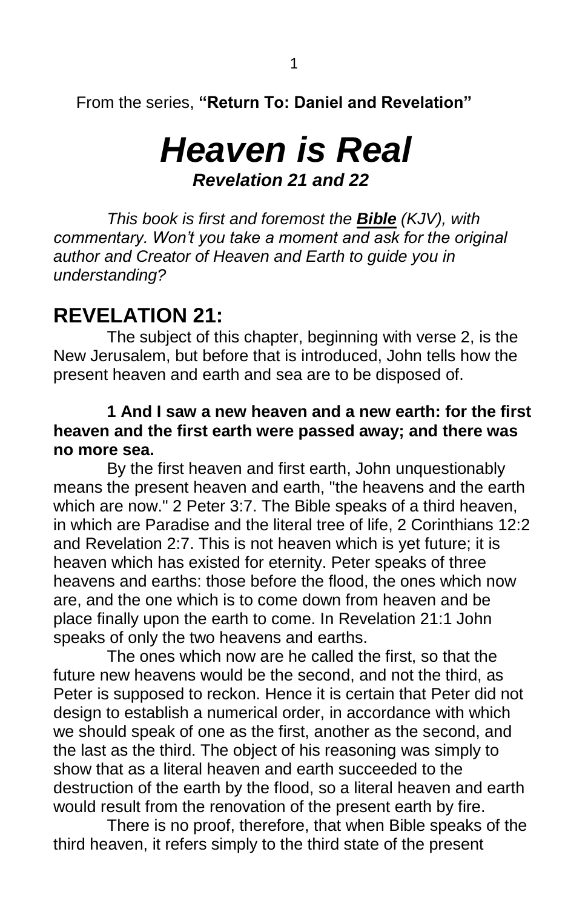From the series, **"Return To: Daniel and Revelation"**

# *Heaven is Real*

### *Revelation 21 and 22*

*This book is first and foremost the **Bible** (KJV), with commentary. Won't you take a moment and ask for the original author and Creator of Heaven and Earth to guide you in understanding?*

## REVELATION 21:

The subject of this chapter, beginning with verse 2, is the New Jerusalem, but before that is introduced, John tells how the present heaven and earth and sea are to be disposed of.

**1 And I saw a new heaven and a new earth: for the first heaven and the first earth were passed away; and there was no more sea.**

By the first heaven and first earth, John unquestionably means the present heaven and earth, "the heavens and the earth which are now." 2 Peter 3:7. The Bible speaks of a third heaven, in which are Paradise and the literal tree of life, 2 Corinthians 12:2 and Revelation 2:7. This is not heaven which is yet future; it is heaven which has existed for eternity. Peter speaks of three heavens and earths: those before the flood, the ones which now are, and the one which is to come down from heaven and be place finally upon the earth to come. In Revelation 21:1 John speaks of only the two heavens and earths.

The ones which now are he called the first, so that the future new heavens would be the second, and not the third, as Peter is supposed to reckon. Hence it is certain that Peter did not design to establish a numerical order, in accordance with which we should speak of one as the first, another as the second, and the last as the third. The object of his reasoning was simply to show that as a literal heaven and earth succeeded to the destruction of the earth by the flood, so a literal heaven and earth would result from the renovation of the present earth by fire.

There is no proof, therefore, that when Bible speaks of the third heaven, it refers simply to the third state of the present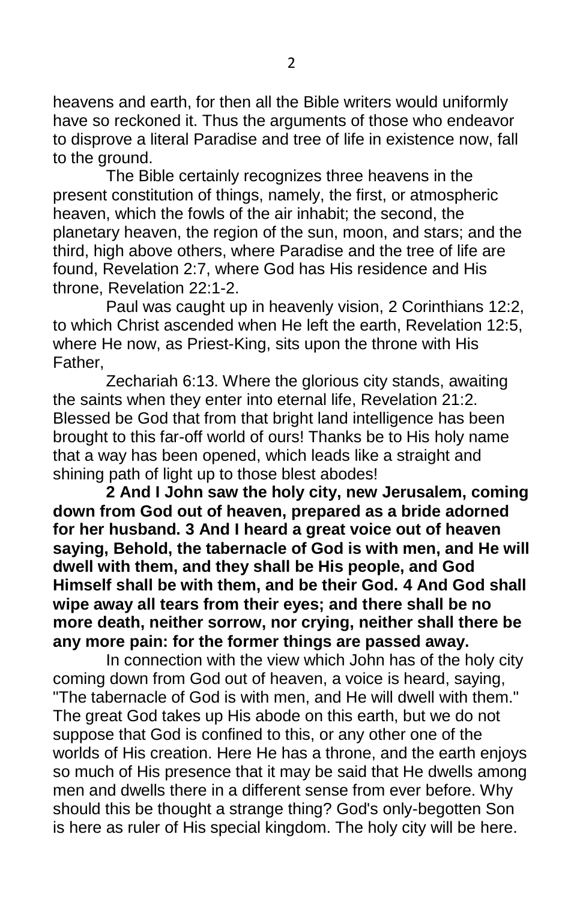heavens and earth, for then all the Bible writers would uniformly have so reckoned it. Thus the arguments of those who endeavor to disprove a literal Paradise and tree of life in existence now, fall to the ground.

The Bible certainly recognizes three heavens in the present constitution of things, namely, the first, or atmospheric heaven, which the fowls of the air inhabit; the second, the planetary heaven, the region of the sun, moon, and stars; and the third, high above others, where Paradise and the tree of life are found, Revelation 2:7, where God has His residence and His throne, Revelation 22:1-2.

Paul was caught up in heavenly vision, 2 Corinthians 12:2, to which Christ ascended when He left the earth, Revelation 12:5, where He now, as Priest-King, sits upon the throne with His Father,

Zechariah 6:13. Where the glorious city stands, awaiting the saints when they enter into eternal life, Revelation 21:2. Blessed be God that from that bright land intelligence has been brought to this far-off world of ours! Thanks be to His holy name that a way has been opened, which leads like a straight and shining path of light up to those blest abodes!

**2 And I John saw the holy city, new Jerusalem, coming down from God out of heaven, prepared as a bride adorned for her husband. 3 And I heard a great voice out of heaven saying, Behold, the tabernacle of God is with men, and He will dwell with them, and they shall be His people, and God Himself shall be with them, and be their God. 4 And God shall wipe away all tears from their eyes; and there shall be no more death, neither sorrow, nor crying, neither shall there be any more pain: for the former things are passed away.**

In connection with the view which John has of the holy city coming down from God out of heaven, a voice is heard, saying, "The tabernacle of God is with men, and He will dwell with them." The great God takes up His abode on this earth, but we do not suppose that God is confined to this, or any other one of the worlds of His creation. Here He has a throne, and the earth enjoys so much of His presence that it may be said that He dwells among men and dwells there in a different sense from ever before. Why should this be thought a strange thing? God's only-begotten Son is here as ruler of His special kingdom. The holy city will be here.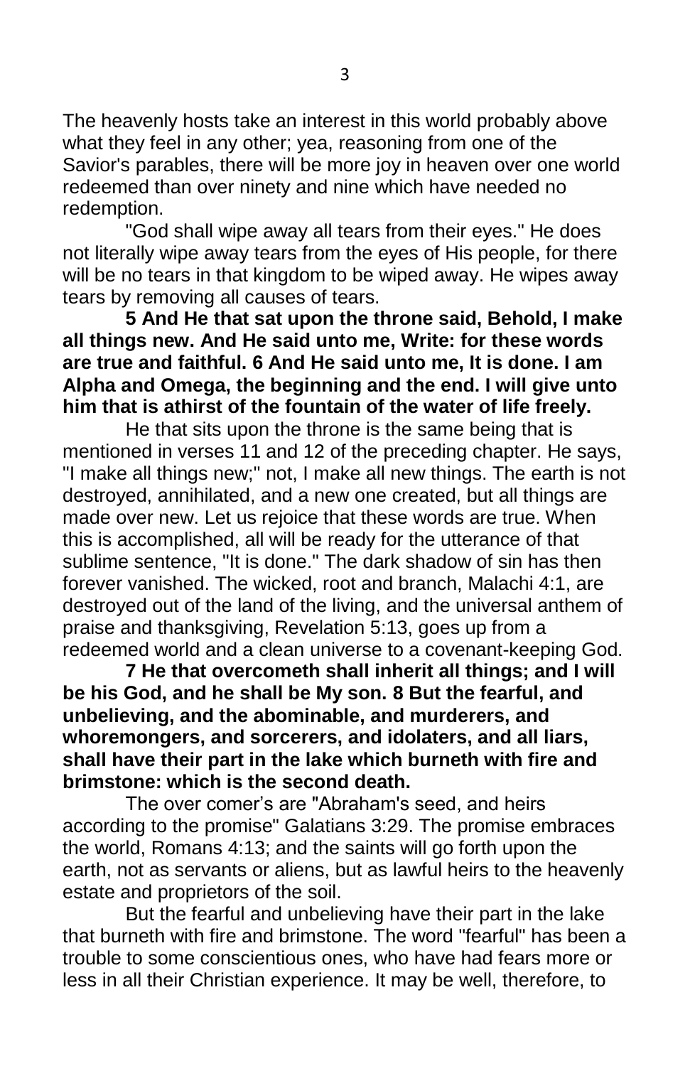The heavenly hosts take an interest in this world probably above what they feel in any other; yea, reasoning from one of the Savior's parables, there will be more joy in heaven over one world redeemed than over ninety and nine which have needed no redemption.

"God shall wipe away all tears from their eyes." He does not literally wipe away tears from the eyes of His people, for there will be no tears in that kingdom to be wiped away. He wipes away tears by removing all causes of tears.

**5 And He that sat upon the throne said, Behold, I make all things new. And He said unto me, Write: for these words are true and faithful. 6 And He said unto me, It is done. I am Alpha and Omega, the beginning and the end. I will give unto him that is athirst of the fountain of the water of life freely.**

He that sits upon the throne is the same being that is mentioned in verses 11 and 12 of the preceding chapter. He says, "I make all things new;" not, I make all new things. The earth is not destroyed, annihilated, and a new one created, but all things are made over new. Let us rejoice that these words are true. When this is accomplished, all will be ready for the utterance of that sublime sentence, "It is done." The dark shadow of sin has then forever vanished. The wicked, root and branch, Malachi 4:1, are destroyed out of the land of the living, and the universal anthem of praise and thanksgiving, Revelation 5:13, goes up from a redeemed world and a clean universe to a covenant-keeping God.

**7 He that overcometh shall inherit all things; and I will be his God, and he shall be My son. 8 But the fearful, and unbelieving, and the abominable, and murderers, and whoremongers, and sorcerers, and idolaters, and all liars, shall have their part in the lake which burneth with fire and brimstone: which is the second death.**

The over comer's are "Abraham's seed, and heirs according to the promise" Galatians 3:29. The promise embraces the world, Romans 4:13; and the saints will go forth upon the earth, not as servants or aliens, but as lawful heirs to the heavenly estate and proprietors of the soil.

But the fearful and unbelieving have their part in the lake that burneth with fire and brimstone. The word "fearful" has been a trouble to some conscientious ones, who have had fears more or less in all their Christian experience. It may be well, therefore, to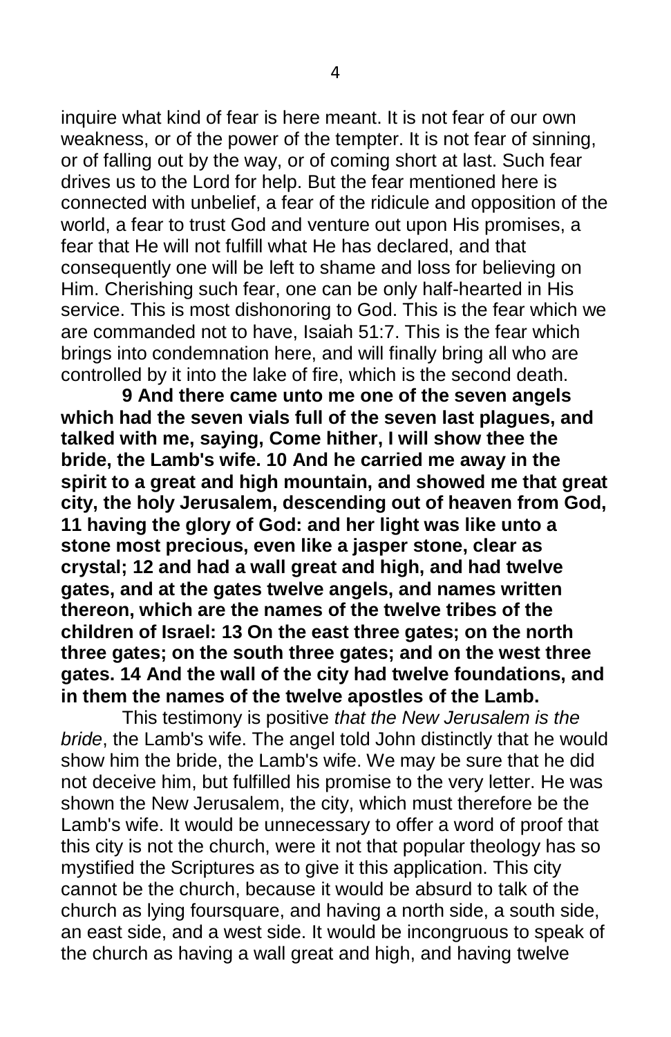inquire what kind of fear is here meant. It is not fear of our own weakness, or of the power of the tempter. It is not fear of sinning, or of falling out by the way, or of coming short at last. Such fear drives us to the Lord for help. But the fear mentioned here is connected with unbelief, a fear of the ridicule and opposition of the world, a fear to trust God and venture out upon His promises, a fear that He will not fulfill what He has declared, and that consequently one will be left to shame and loss for believing on Him. Cherishing such fear, one can be only half-hearted in His service. This is most dishonoring to God. This is the fear which we are commanded not to have, Isaiah 51:7. This is the fear which brings into condemnation here, and will finally bring all who are controlled by it into the lake of fire, which is the second death.

**9 And there came unto me one of the seven angels which had the seven vials full of the seven last plagues, and talked with me, saying, Come hither, I will show thee the bride, the Lamb's wife. 10 And he carried me away in the spirit to a great and high mountain, and showed me that great city, the holy Jerusalem, descending out of heaven from God, 11 having the glory of God: and her light was like unto a stone most precious, even like a jasper stone, clear as crystal; 12 and had a wall great and high, and had twelve gates, and at the gates twelve angels, and names written thereon, which are the names of the twelve tribes of the children of Israel: 13 On the east three gates; on the north three gates; on the south three gates; and on the west three gates. 14 And the wall of the city had twelve foundations, and in them the names of the twelve apostles of the Lamb.**

This testimony is positive *that the New Jerusalem is the bride*, the Lamb's wife. The angel told John distinctly that he would show him the bride, the Lamb's wife. We may be sure that he did not deceive him, but fulfilled his promise to the very letter. He was shown the New Jerusalem, the city, which must therefore be the Lamb's wife. It would be unnecessary to offer a word of proof that this city is not the church, were it not that popular theology has so mystified the Scriptures as to give it this application. This city cannot be the church, because it would be absurd to talk of the church as lying foursquare, and having a north side, a south side, an east side, and a west side. It would be incongruous to speak of the church as having a wall great and high, and having twelve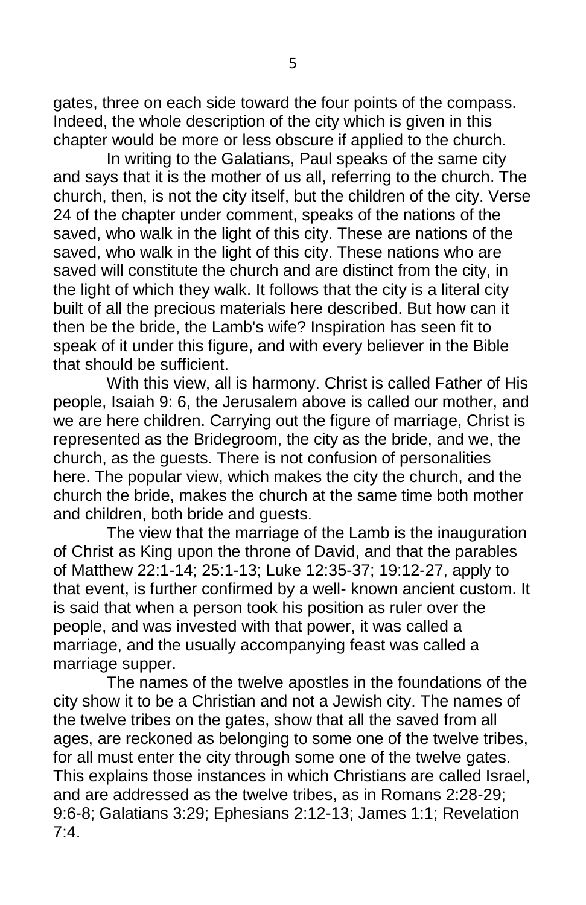gates, three on each side toward the four points of the compass. Indeed, the whole description of the city which is given in this chapter would be more or less obscure if applied to the church.

In writing to the Galatians, Paul speaks of the same city and says that it is the mother of us all, referring to the church. The church, then, is not the city itself, but the children of the city. Verse 24 of the chapter under comment, speaks of the nations of the saved, who walk in the light of this city. These are nations of the saved, who walk in the light of this city. These nations who are saved will constitute the church and are distinct from the city, in the light of which they walk. It follows that the city is a literal city built of all the precious materials here described. But how can it then be the bride, the Lamb's wife? Inspiration has seen fit to speak of it under this figure, and with every believer in the Bible that should be sufficient.

With this view, all is harmony. Christ is called Father of His people, Isaiah 9: 6, the Jerusalem above is called our mother, and we are here children. Carrying out the figure of marriage, Christ is represented as the Bridegroom, the city as the bride, and we, the church, as the guests. There is not confusion of personalities here. The popular view, which makes the city the church, and the church the bride, makes the church at the same time both mother and children, both bride and guests.

The view that the marriage of the Lamb is the inauguration of Christ as King upon the throne of David, and that the parables of Matthew 22:1-14; 25:1-13; Luke 12:35-37; 19:12-27, apply to that event, is further confirmed by a well- known ancient custom. It is said that when a person took his position as ruler over the people, and was invested with that power, it was called a marriage, and the usually accompanying feast was called a marriage supper.

The names of the twelve apostles in the foundations of the city show it to be a Christian and not a Jewish city. The names of the twelve tribes on the gates, show that all the saved from all ages, are reckoned as belonging to some one of the twelve tribes, for all must enter the city through some one of the twelve gates. This explains those instances in which Christians are called Israel, and are addressed as the twelve tribes, as in Romans 2:28-29; 9:6-8; Galatians 3:29; Ephesians 2:12-13; James 1:1; Revelation 7:4.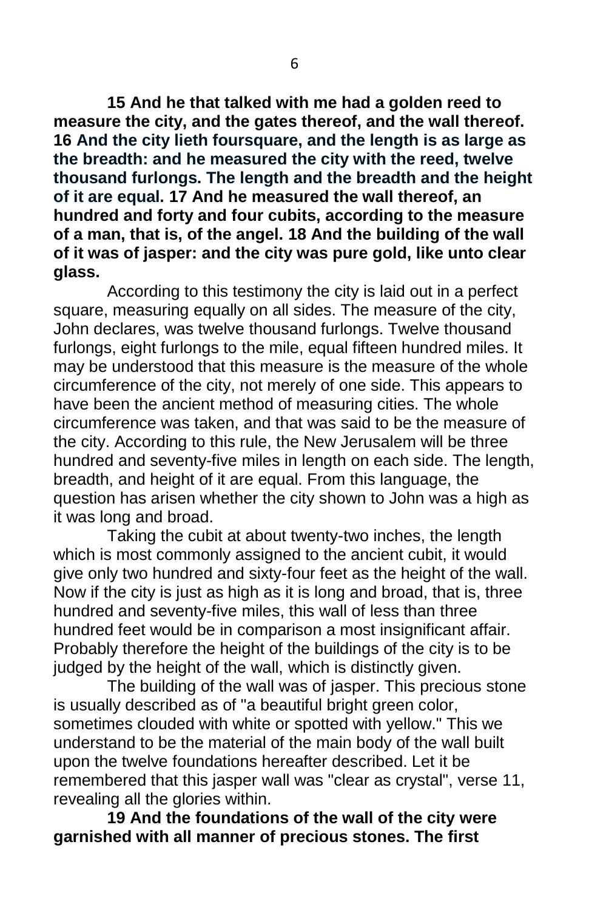**15 And he that talked with me had a golden reed to measure the city, and the gates thereof, and the wall thereof. 16 And the city lieth foursquare, and the length is as large as the breadth: and he measured the city with the reed, twelve thousand furlongs. The length and the breadth and the height of it are equal. 17 And he measured the wall thereof, an hundred and forty and four cubits, according to the measure of a man, that is, of the angel. 18 And the building of the wall of it was of jasper: and the city was pure gold, like unto clear glass.**

According to this testimony the city is laid out in a perfect square, measuring equally on all sides. The measure of the city, John declares, was twelve thousand furlongs. Twelve thousand furlongs, eight furlongs to the mile, equal fifteen hundred miles. It may be understood that this measure is the measure of the whole circumference of the city, not merely of one side. This appears to have been the ancient method of measuring cities. The whole circumference was taken, and that was said to be the measure of the city. According to this rule, the New Jerusalem will be three hundred and seventy-five miles in length on each side. The length, breadth, and height of it are equal. From this language, the question has arisen whether the city shown to John was a high as it was long and broad.

Taking the cubit at about twenty-two inches, the length which is most commonly assigned to the ancient cubit, it would give only two hundred and sixty-four feet as the height of the wall. Now if the city is just as high as it is long and broad, that is, three hundred and seventy-five miles, this wall of less than three hundred feet would be in comparison a most insignificant affair. Probably therefore the height of the buildings of the city is to be judged by the height of the wall, which is distinctly given.

The building of the wall was of jasper. This precious stone is usually described as of "a beautiful bright green color, sometimes clouded with white or spotted with yellow." This we understand to be the material of the main body of the wall built upon the twelve foundations hereafter described. Let it be remembered that this jasper wall was "clear as crystal", verse 11, revealing all the glories within.

**19 And the foundations of the wall of the city were garnished with all manner of precious stones. The first**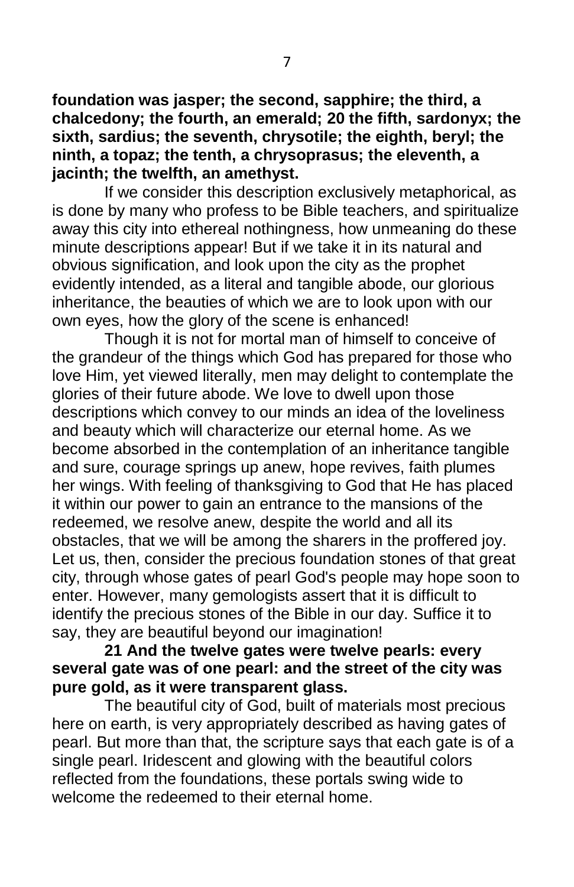**foundation was jasper; the second, sapphire; the third, a chalcedony; the fourth, an emerald; 20 the fifth, sardonyx; the sixth, sardius; the seventh, chrysotile; the eighth, beryl; the ninth, a topaz; the tenth, a chrysoprasus; the eleventh, a jacinth; the twelfth, an amethyst.**

If we consider this description exclusively metaphorical, as is done by many who profess to be Bible teachers, and spiritualize away this city into ethereal nothingness, how unmeaning do these minute descriptions appear! But if we take it in its natural and obvious signification, and look upon the city as the prophet evidently intended, as a literal and tangible abode, our glorious inheritance, the beauties of which we are to look upon with our own eyes, how the glory of the scene is enhanced!

Though it is not for mortal man of himself to conceive of the grandeur of the things which God has prepared for those who love Him, yet viewed literally, men may delight to contemplate the glories of their future abode. We love to dwell upon those descriptions which convey to our minds an idea of the loveliness and beauty which will characterize our eternal home. As we become absorbed in the contemplation of an inheritance tangible and sure, courage springs up anew, hope revives, faith plumes her wings. With feeling of thanksgiving to God that He has placed it within our power to gain an entrance to the mansions of the redeemed, we resolve anew, despite the world and all its obstacles, that we will be among the sharers in the proffered joy. Let us, then, consider the precious foundation stones of that great city, through whose gates of pearl God's people may hope soon to enter. However, many gemologists assert that it is difficult to identify the precious stones of the Bible in our day. Suffice it to say, they are beautiful beyond our imagination!

**21 And the twelve gates were twelve pearls: every several gate was of one pearl: and the street of the city was pure gold, as it were transparent glass.**

The beautiful city of God, built of materials most precious here on earth, is very appropriately described as having gates of pearl. But more than that, the scripture says that each gate is of a single pearl. Iridescent and glowing with the beautiful colors reflected from the foundations, these portals swing wide to welcome the redeemed to their eternal home.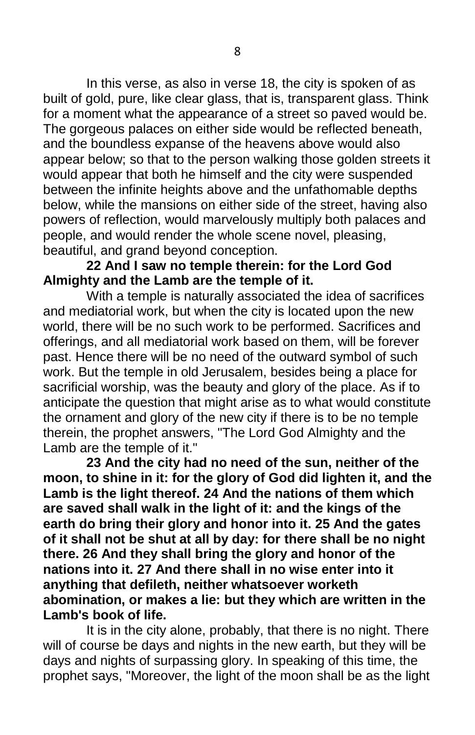In this verse, as also in verse 18, the city is spoken of as built of gold, pure, like clear glass, that is, transparent glass. Think for a moment what the appearance of a street so paved would be. The gorgeous palaces on either side would be reflected beneath, and the boundless expanse of the heavens above would also appear below; so that to the person walking those golden streets it would appear that both he himself and the city were suspended between the infinite heights above and the unfathomable depths below, while the mansions on either side of the street, having also powers of reflection, would marvelously multiply both palaces and people, and would render the whole scene novel, pleasing, beautiful, and grand beyond conception.

**22 And I saw no temple therein: for the Lord God Almighty and the Lamb are the temple of it.**

With a temple is naturally associated the idea of sacrifices and mediatorial work, but when the city is located upon the new world, there will be no such work to be performed. Sacrifices and offerings, and all mediatorial work based on them, will be forever past. Hence there will be no need of the outward symbol of such work. But the temple in old Jerusalem, besides being a place for sacrificial worship, was the beauty and glory of the place. As if to anticipate the question that might arise as to what would constitute the ornament and glory of the new city if there is to be no temple therein, the prophet answers, "The Lord God Almighty and the Lamb are the temple of it."

**23 And the city had no need of the sun, neither of the moon, to shine in it: for the glory of God did lighten it, and the Lamb is the light thereof. 24 And the nations of them which are saved shall walk in the light of it: and the kings of the earth do bring their glory and honor into it. 25 And the gates of it shall not be shut at all by day: for there shall be no night there. 26 And they shall bring the glory and honor of the nations into it. 27 And there shall in no wise enter into it anything that defileth, neither whatsoever worketh abomination, or makes a lie: but they which are written in the Lamb's book of life.**

It is in the city alone, probably, that there is no night. There will of course be days and nights in the new earth, but they will be days and nights of surpassing glory. In speaking of this time, the prophet says, "Moreover, the light of the moon shall be as the light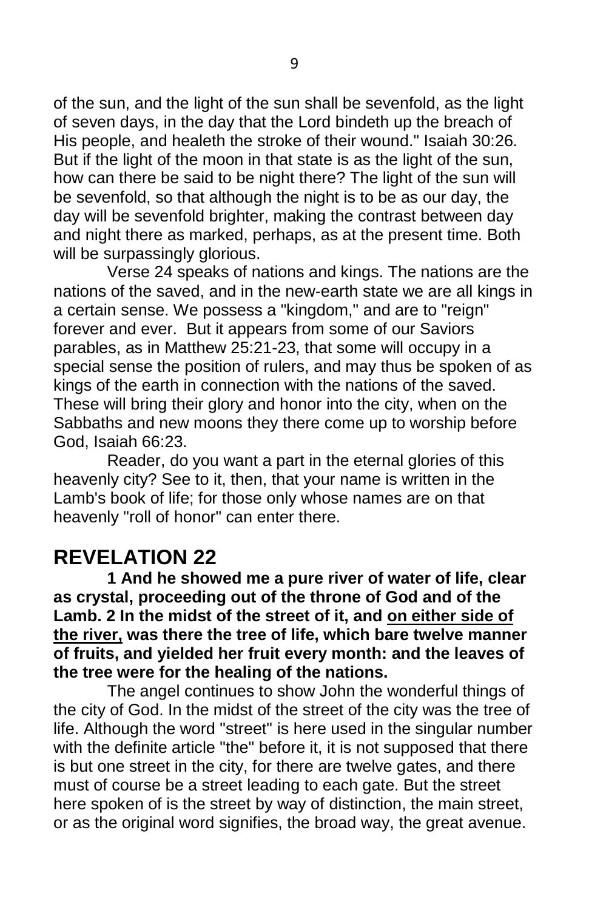of the sun, and the light of the sun shall be sevenfold, as the light of seven days, in the day that the Lord bindeth up the breach of His people, and healeth the stroke of their wound." Isaiah 30:26. But if the light of the moon in that state is as the light of the sun, how can there be said to be night there? The light of the sun will be sevenfold, so that although the night is to be as our day, the day will be sevenfold brighter, making the contrast between day and night there as marked, perhaps, as at the present time. Both will be surpassingly glorious.

Verse 24 speaks of nations and kings. The nations are the nations of the saved, and in the new-earth state we are all kings in a certain sense. We possess a "kingdom," and are to "reign" forever and ever. But it appears from some of our Saviors parables, as in Matthew 25:21-23, that some will occupy in a special sense the position of rulers, and may thus be spoken of as kings of the earth in connection with the nations of the saved. These will bring their glory and honor into the city, when on the Sabbaths and new moons they there come up to worship before God, Isaiah 66:23.

Reader, do you want a part in the eternal glories of this heavenly city? See to it, then, that your name is written in the Lamb's book of life; for those only whose names are on that heavenly "roll of honor" can enter there.

## REVELATION 22

**1 And he showed me a pure river of water of life, clear as crystal, proceeding out of the throne of God and of the Lamb. 2 In the midst of the street of it, and <u>on either side of the river,</u> was there the tree of life, which bare twelve manner of fruits, and yielded her fruit every month: and the leaves of the tree were for the healing of the nations.**

The angel continues to show John the wonderful things of the city of God. In the midst of the street of the city was the tree of life. Although the word "street" is here used in the singular number with the definite article "the" before it, it is not supposed that there is but one street in the city, for there are twelve gates, and there must of course be a street leading to each gate. But the street here spoken of is the street by way of distinction, the main street, or as the original word signifies, the broad way, the great avenue.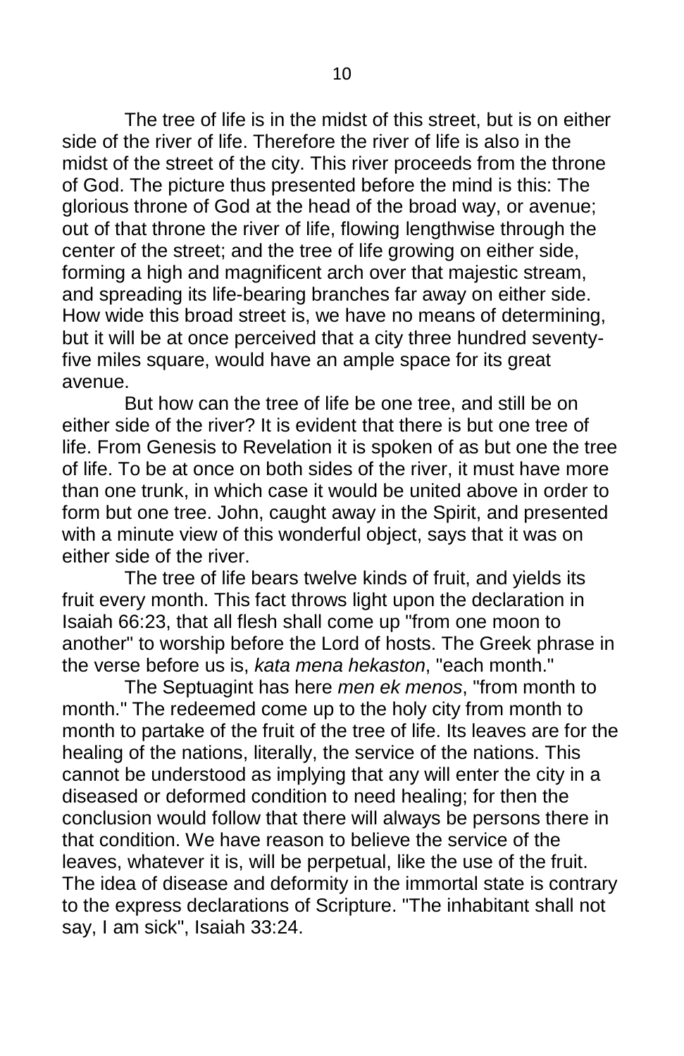The tree of life is in the midst of this street, but is on either side of the river of life. Therefore the river of life is also in the midst of the street of the city. This river proceeds from the throne of God. The picture thus presented before the mind is this: The glorious throne of God at the head of the broad way, or avenue; out of that throne the river of life, flowing lengthwise through the center of the street; and the tree of life growing on either side, forming a high and magnificent arch over that majestic stream, and spreading its life-bearing branches far away on either side. How wide this broad street is, we have no means of determining, but it will be at once perceived that a city three hundred seventy-five miles square, would have an ample space for its great avenue.

But how can the tree of life be one tree, and still be on either side of the river? It is evident that there is but one tree of life. From Genesis to Revelation it is spoken of as but one the tree of life. To be at once on both sides of the river, it must have more than one trunk, in which case it would be united above in order to form but one tree. John, caught away in the Spirit, and presented with a minute view of this wonderful object, says that it was on either side of the river.

The tree of life bears twelve kinds of fruit, and yields its fruit every month. This fact throws light upon the declaration in Isaiah 66:23, that all flesh shall come up "from one moon to another" to worship before the Lord of hosts. The Greek phrase in the verse before us is, *kata mena hekaston*, "each month."

The Septuagint has here *men ek menos*, "from month to month." The redeemed come up to the holy city from month to month to partake of the fruit of the tree of life. Its leaves are for the healing of the nations, literally, the service of the nations. This cannot be understood as implying that any will enter the city in a diseased or deformed condition to need healing; for then the conclusion would follow that there will always be persons there in that condition. We have reason to believe the service of the leaves, whatever it is, will be perpetual, like the use of the fruit. The idea of disease and deformity in the immortal state is contrary to the express declarations of Scripture. "The inhabitant shall not say, I am sick", Isaiah 33:24.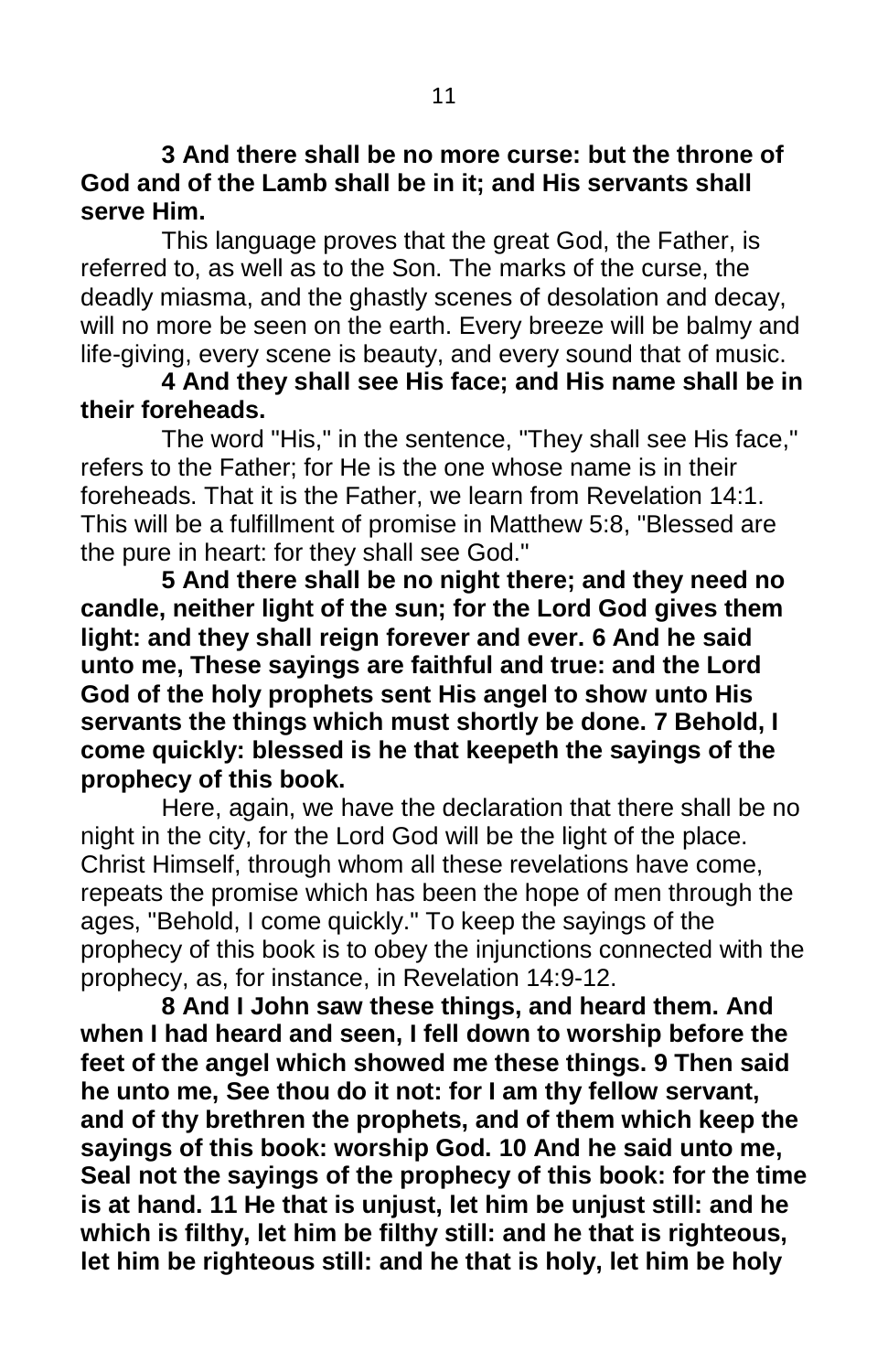**3 And there shall be no more curse: but the throne of God and of the Lamb shall be in it; and His servants shall serve Him.**

This language proves that the great God, the Father, is referred to, as well as to the Son. The marks of the curse, the deadly miasma, and the ghastly scenes of desolation and decay, will no more be seen on the earth. Every breeze will be balmy and life-giving, every scene is beauty, and every sound that of music.

**4 And they shall see His face; and His name shall be in their foreheads.**

The word "His," in the sentence, "They shall see His face," refers to the Father; for He is the one whose name is in their foreheads. That it is the Father, we learn from Revelation 14:1. This will be a fulfillment of promise in Matthew 5:8, "Blessed are the pure in heart: for they shall see God."

**5 And there shall be no night there; and they need no candle, neither light of the sun; for the Lord God gives them light: and they shall reign forever and ever. 6 And he said unto me, These sayings are faithful and true: and the Lord God of the holy prophets sent His angel to show unto His servants the things which must shortly be done. 7 Behold, I come quickly: blessed is he that keepeth the sayings of the prophecy of this book.**

Here, again, we have the declaration that there shall be no night in the city, for the Lord God will be the light of the place. Christ Himself, through whom all these revelations have come, repeats the promise which has been the hope of men through the ages, "Behold, I come quickly." To keep the sayings of the prophecy of this book is to obey the injunctions connected with the prophecy, as, for instance, in Revelation 14:9-12.

**8 And I John saw these things, and heard them. And when I had heard and seen, I fell down to worship before the feet of the angel which showed me these things. 9 Then said he unto me, See thou do it not: for I am thy fellow servant, and of thy brethren the prophets, and of them which keep the sayings of this book: worship God. 10 And he said unto me, Seal not the sayings of the prophecy of this book: for the time is at hand. 11 He that is unjust, let him be unjust still: and he which is filthy, let him be filthy still: and he that is righteous, let him be righteous still: and he that is holy, let him be holy**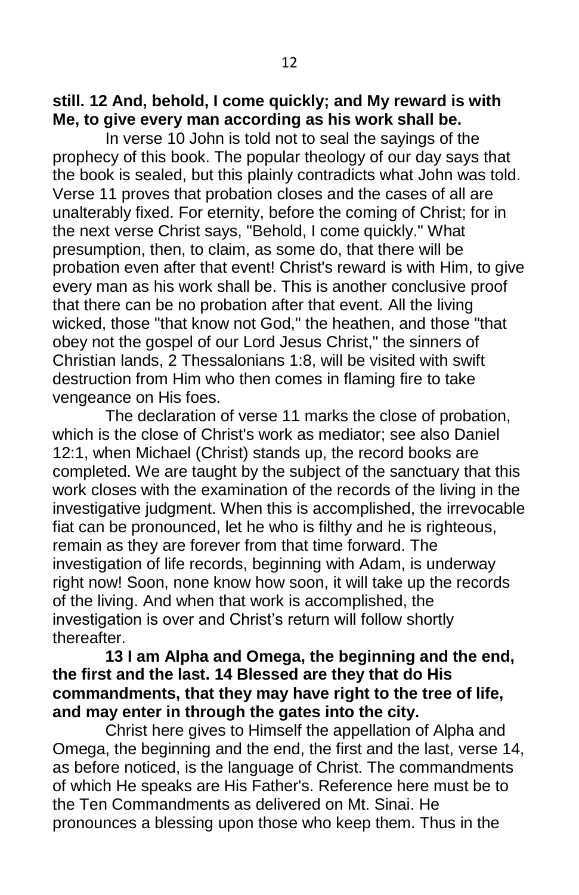**still. 12 And, behold, I come quickly; and My reward is with Me, to give every man according as his work shall be.**

In verse 10 John is told not to seal the sayings of the prophecy of this book. The popular theology of our day says that the book is sealed, but this plainly contradicts what John was told. Verse 11 proves that probation closes and the cases of all are unalterably fixed. For eternity, before the coming of Christ; for in the next verse Christ says, "Behold, I come quickly." What presumption, then, to claim, as some do, that there will be probation even after that event! Christ's reward is with Him, to give every man as his work shall be. This is another conclusive proof that there can be no probation after that event. All the living wicked, those "that know not God," the heathen, and those "that obey not the gospel of our Lord Jesus Christ," the sinners of Christian lands, 2 Thessalonians 1:8, will be visited with swift destruction from Him who then comes in flaming fire to take vengeance on His foes.

The declaration of verse 11 marks the close of probation, which is the close of Christ's work as mediator; see also Daniel 12:1, when Michael (Christ) stands up, the record books are completed. We are taught by the subject of the sanctuary that this work closes with the examination of the records of the living in the investigative judgment. When this is accomplished, the irrevocable fiat can be pronounced, let he who is filthy and he is righteous, remain as they are forever from that time forward. The investigation of life records, beginning with Adam, is underway right now! Soon, none know how soon, it will take up the records of the living. And when that work is accomplished, the investigation is over and Christ's return will follow shortly thereafter.

**13 I am Alpha and Omega, the beginning and the end, the first and the last. 14 Blessed are they that do His commandments, that they may have right to the tree of life, and may enter in through the gates into the city.**

Christ here gives to Himself the appellation of Alpha and Omega, the beginning and the end, the first and the last, verse 14, as before noticed, is the language of Christ. The commandments of which He speaks are His Father's. Reference here must be to the Ten Commandments as delivered on Mt. Sinai. He pronounces a blessing upon those who keep them. Thus in the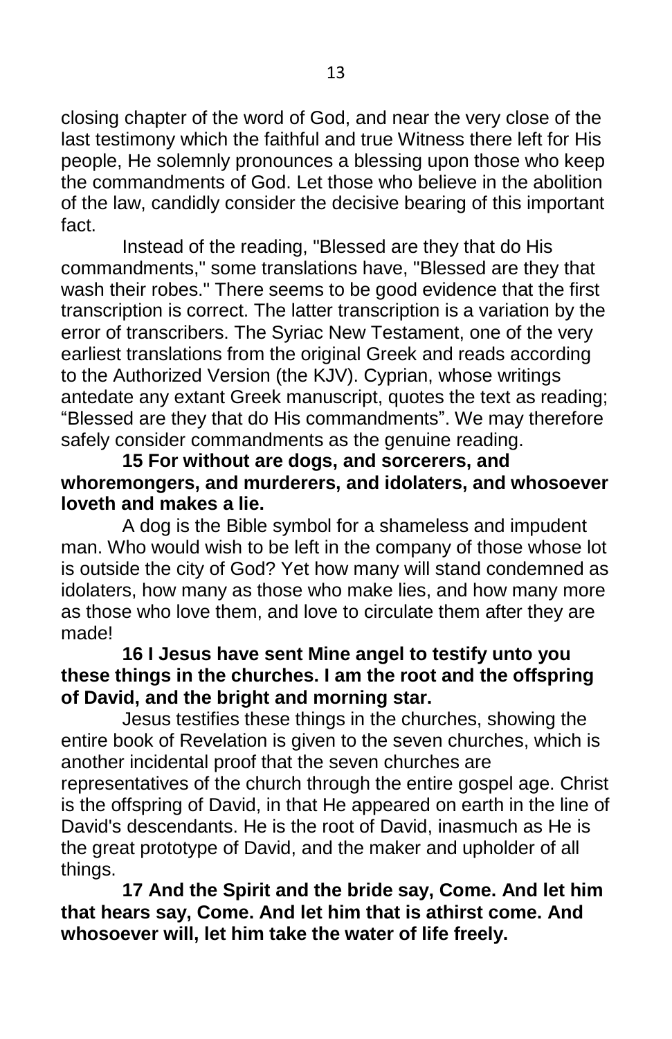closing chapter of the word of God, and near the very close of the last testimony which the faithful and true Witness there left for His people, He solemnly pronounces a blessing upon those who keep the commandments of God. Let those who believe in the abolition of the law, candidly consider the decisive bearing of this important fact.

Instead of the reading, "Blessed are they that do His commandments," some translations have, "Blessed are they that wash their robes." There seems to be good evidence that the first transcription is correct. The latter transcription is a variation by the error of transcribers. The Syriac New Testament, one of the very earliest translations from the original Greek and reads according to the Authorized Version (the KJV). Cyprian, whose writings antedate any extant Greek manuscript, quotes the text as reading; "Blessed are they that do His commandments". We may therefore safely consider commandments as the genuine reading.

**15 For without are dogs, and sorcerers, and whoremongers, and murderers, and idolaters, and whosoever loveth and makes a lie.**

A dog is the Bible symbol for a shameless and impudent man. Who would wish to be left in the company of those whose lot is outside the city of God? Yet how many will stand condemned as idolaters, how many as those who make lies, and how many more as those who love them, and love to circulate them after they are made!

**16 I Jesus have sent Mine angel to testify unto you these things in the churches. I am the root and the offspring of David, and the bright and morning star.**

Jesus testifies these things in the churches, showing the entire book of Revelation is given to the seven churches, which is another incidental proof that the seven churches are representatives of the church through the entire gospel age. Christ is the offspring of David, in that He appeared on earth in the line of David's descendants. He is the root of David, inasmuch as He is the great prototype of David, and the maker and upholder of all things.

**17 And the Spirit and the bride say, Come. And let him that hears say, Come. And let him that is athirst come. And whosoever will, let him take the water of life freely.**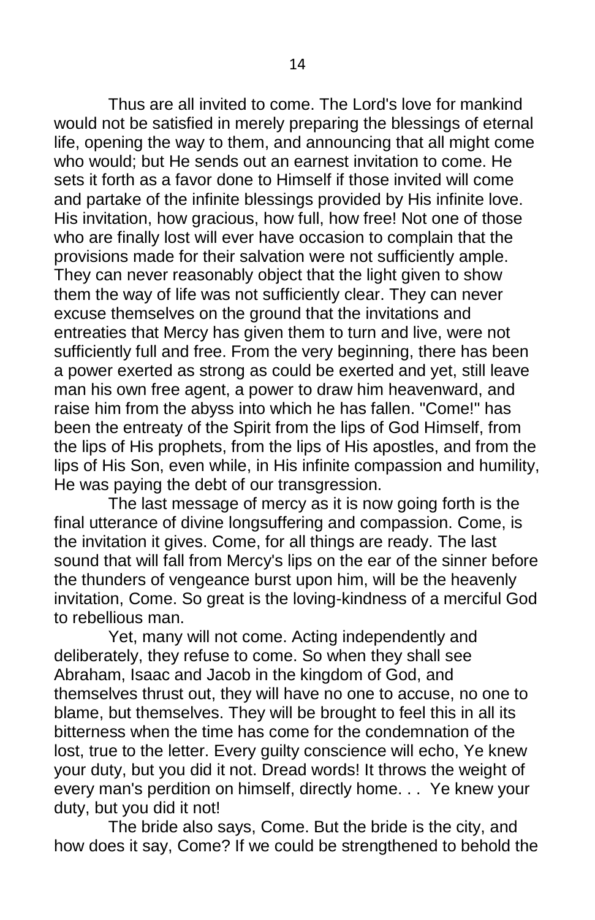Thus are all invited to come. The Lord's love for mankind would not be satisfied in merely preparing the blessings of eternal life, opening the way to them, and announcing that all might come who would; but He sends out an earnest invitation to come. He sets it forth as a favor done to Himself if those invited will come and partake of the infinite blessings provided by His infinite love. His invitation, how gracious, how full, how free! Not one of those who are finally lost will ever have occasion to complain that the provisions made for their salvation were not sufficiently ample. They can never reasonably object that the light given to show them the way of life was not sufficiently clear. They can never excuse themselves on the ground that the invitations and entreaties that Mercy has given them to turn and live, were not sufficiently full and free. From the very beginning, there has been a power exerted as strong as could be exerted and yet, still leave man his own free agent, a power to draw him heavenward, and raise him from the abyss into which he has fallen. "Come!" has been the entreaty of the Spirit from the lips of God Himself, from the lips of His prophets, from the lips of His apostles, and from the lips of His Son, even while, in His infinite compassion and humility, He was paying the debt of our transgression.

The last message of mercy as it is now going forth is the final utterance of divine longsuffering and compassion. Come, is the invitation it gives. Come, for all things are ready. The last sound that will fall from Mercy's lips on the ear of the sinner before the thunders of vengeance burst upon him, will be the heavenly invitation, Come. So great is the loving-kindness of a merciful God to rebellious man.

Yet, many will not come. Acting independently and deliberately, they refuse to come. So when they shall see Abraham, Isaac and Jacob in the kingdom of God, and themselves thrust out, they will have no one to accuse, no one to blame, but themselves. They will be brought to feel this in all its bitterness when the time has come for the condemnation of the lost, true to the letter. Every guilty conscience will echo, Ye knew your duty, but you did it not. Dread words! It throws the weight of every man's perdition on himself, directly home. . . Ye knew your duty, but you did it not!

The bride also says, Come. But the bride is the city, and how does it say, Come? If we could be strengthened to behold the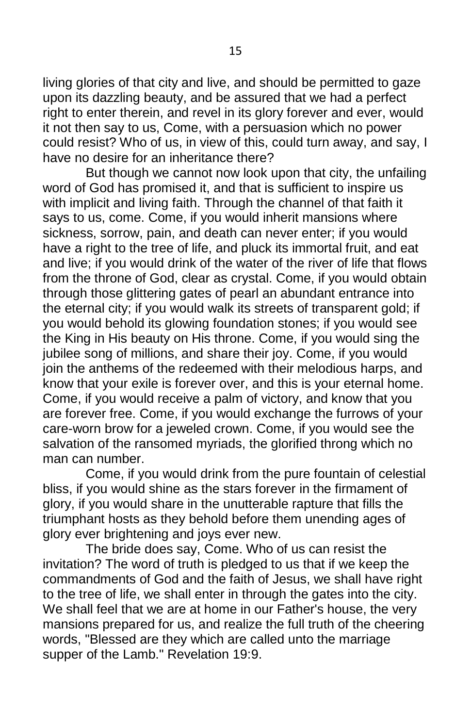living glories of that city and live, and should be permitted to gaze upon its dazzling beauty, and be assured that we had a perfect right to enter therein, and revel in its glory forever and ever, would it not then say to us, Come, with a persuasion which no power could resist? Who of us, in view of this, could turn away, and say, I have no desire for an inheritance there?

But though we cannot now look upon that city, the unfailing word of God has promised it, and that is sufficient to inspire us with implicit and living faith. Through the channel of that faith it says to us, come. Come, if you would inherit mansions where sickness, sorrow, pain, and death can never enter; if you would have a right to the tree of life, and pluck its immortal fruit, and eat and live; if you would drink of the water of the river of life that flows from the throne of God, clear as crystal. Come, if you would obtain through those glittering gates of pearl an abundant entrance into the eternal city; if you would walk its streets of transparent gold; if you would behold its glowing foundation stones; if you would see the King in His beauty on His throne. Come, if you would sing the jubilee song of millions, and share their joy. Come, if you would join the anthems of the redeemed with their melodious harps, and know that your exile is forever over, and this is your eternal home. Come, if you would receive a palm of victory, and know that you are forever free. Come, if you would exchange the furrows of your care-worn brow for a jeweled crown. Come, if you would see the salvation of the ransomed myriads, the glorified throng which no man can number.

Come, if you would drink from the pure fountain of celestial bliss, if you would shine as the stars forever in the firmament of glory, if you would share in the unutterable rapture that fills the triumphant hosts as they behold before them unending ages of glory ever brightening and joys ever new.

The bride does say, Come. Who of us can resist the invitation? The word of truth is pledged to us that if we keep the commandments of God and the faith of Jesus, we shall have right to the tree of life, we shall enter in through the gates into the city. We shall feel that we are at home in our Father's house, the very mansions prepared for us, and realize the full truth of the cheering words, "Blessed are they which are called unto the marriage supper of the Lamb." Revelation 19:9.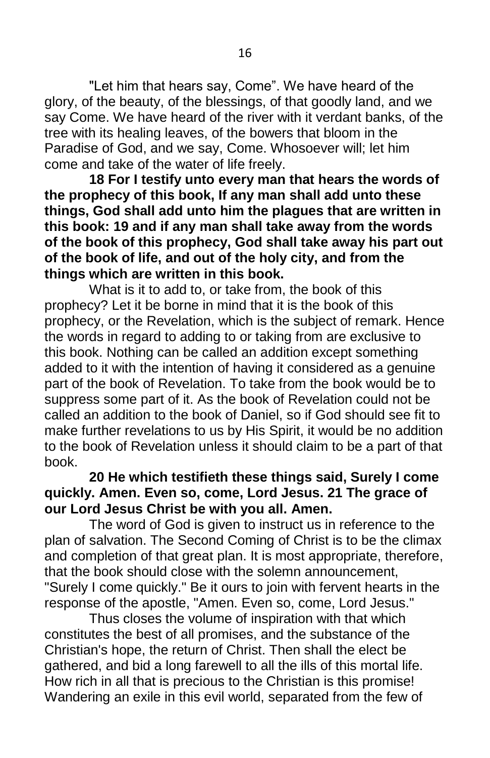"Let him that hears say, Come". We have heard of the glory, of the beauty, of the blessings, of that goodly land, and we say Come. We have heard of the river with it verdant banks, of the tree with its healing leaves, of the bowers that bloom in the Paradise of God, and we say, Come. Whosoever will; let him come and take of the water of life freely.

**18 For I testify unto every man that hears the words of the prophecy of this book, If any man shall add unto these things, God shall add unto him the plagues that are written in this book: 19 and if any man shall take away from the words of the book of this prophecy, God shall take away his part out of the book of life, and out of the holy city, and from the things which are written in this book.**

What is it to add to, or take from, the book of this prophecy? Let it be borne in mind that it is the book of this prophecy, or the Revelation, which is the subject of remark. Hence the words in regard to adding to or taking from are exclusive to this book. Nothing can be called an addition except something added to it with the intention of having it considered as a genuine part of the book of Revelation. To take from the book would be to suppress some part of it. As the book of Revelation could not be called an addition to the book of Daniel, so if God should see fit to make further revelations to us by His Spirit, it would be no addition to the book of Revelation unless it should claim to be a part of that book.

**20 He which testifieth these things said, Surely I come quickly. Amen. Even so, come, Lord Jesus. 21 The grace of our Lord Jesus Christ be with you all. Amen.**

The word of God is given to instruct us in reference to the plan of salvation. The Second Coming of Christ is to be the climax and completion of that great plan. It is most appropriate, therefore, that the book should close with the solemn announcement, "Surely I come quickly." Be it ours to join with fervent hearts in the response of the apostle, "Amen. Even so, come, Lord Jesus."

Thus closes the volume of inspiration with that which constitutes the best of all promises, and the substance of the Christian's hope, the return of Christ. Then shall the elect be gathered, and bid a long farewell to all the ills of this mortal life. How rich in all that is precious to the Christian is this promise! Wandering an exile in this evil world, separated from the few of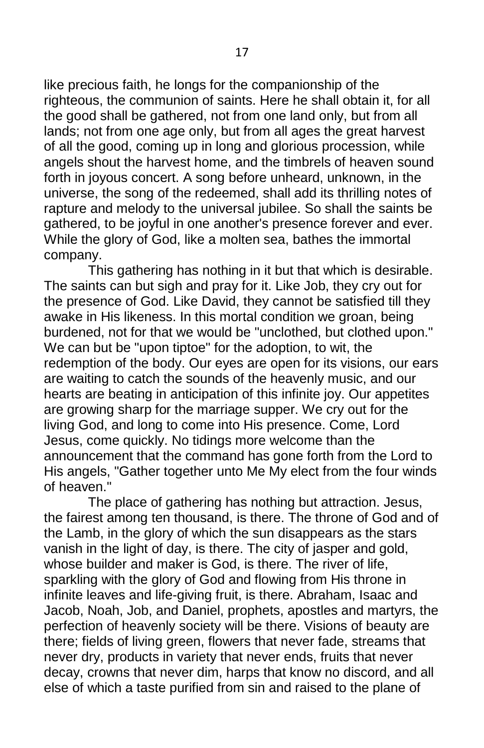like precious faith, he longs for the companionship of the righteous, the communion of saints. Here he shall obtain it, for all the good shall be gathered, not from one land only, but from all lands; not from one age only, but from all ages the great harvest of all the good, coming up in long and glorious procession, while angels shout the harvest home, and the timbrels of heaven sound forth in joyous concert. A song before unheard, unknown, in the universe, the song of the redeemed, shall add its thrilling notes of rapture and melody to the universal jubilee. So shall the saints be gathered, to be joyful in one another's presence forever and ever. While the glory of God, like a molten sea, bathes the immortal company.

This gathering has nothing in it but that which is desirable. The saints can but sigh and pray for it. Like Job, they cry out for the presence of God. Like David, they cannot be satisfied till they awake in His likeness. In this mortal condition we groan, being burdened, not for that we would be "unclothed, but clothed upon." We can but be "upon tiptoe" for the adoption, to wit, the redemption of the body. Our eyes are open for its visions, our ears are waiting to catch the sounds of the heavenly music, and our hearts are beating in anticipation of this infinite joy. Our appetites are growing sharp for the marriage supper. We cry out for the living God, and long to come into His presence. Come, Lord Jesus, come quickly. No tidings more welcome than the announcement that the command has gone forth from the Lord to His angels, "Gather together unto Me My elect from the four winds of heaven."

The place of gathering has nothing but attraction. Jesus, the fairest among ten thousand, is there. The throne of God and of the Lamb, in the glory of which the sun disappears as the stars vanish in the light of day, is there. The city of jasper and gold, whose builder and maker is God, is there. The river of life, sparkling with the glory of God and flowing from His throne in infinite leaves and life-giving fruit, is there. Abraham, Isaac and Jacob, Noah, Job, and Daniel, prophets, apostles and martyrs, the perfection of heavenly society will be there. Visions of beauty are there; fields of living green, flowers that never fade, streams that never dry, products in variety that never ends, fruits that never decay, crowns that never dim, harps that know no discord, and all else of which a taste purified from sin and raised to the plane of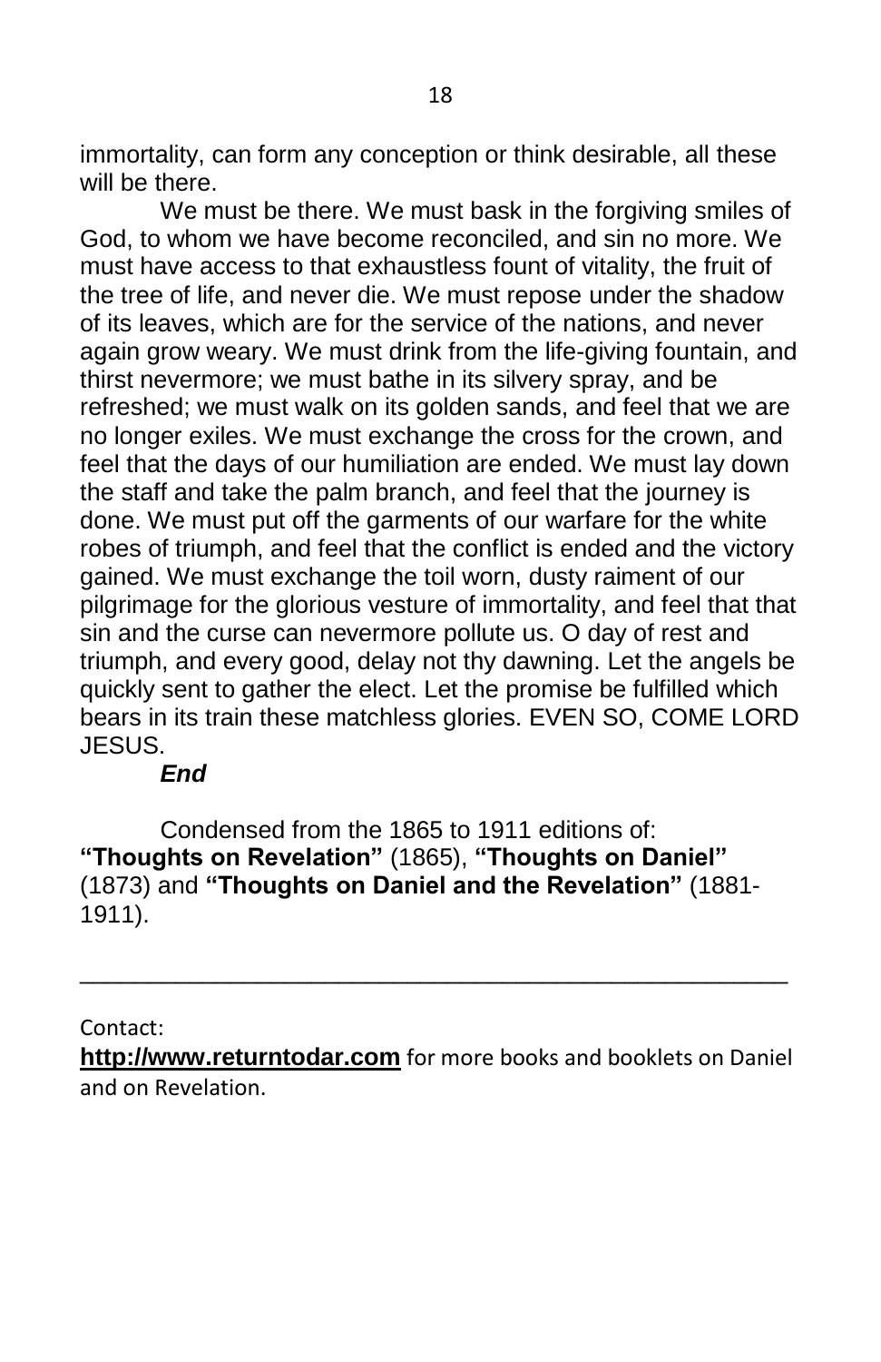immortality, can form any conception or think desirable, all these will be there.

We must be there. We must bask in the forgiving smiles of God, to whom we have become reconciled, and sin no more. We must have access to that exhaustless fount of vitality, the fruit of the tree of life, and never die. We must repose under the shadow of its leaves, which are for the service of the nations, and never again grow weary. We must drink from the life-giving fountain, and thirst nevermore; we must bathe in its silvery spray, and be refreshed; we must walk on its golden sands, and feel that we are no longer exiles. We must exchange the cross for the crown, and feel that the days of our humiliation are ended. We must lay down the staff and take the palm branch, and feel that the journey is done. We must put off the garments of our warfare for the white robes of triumph, and feel that the conflict is ended and the victory gained. We must exchange the toil worn, dusty raiment of our pilgrimage for the glorious vesture of immortality, and feel that that sin and the curse can nevermore pollute us. O day of rest and triumph, and every good, delay not thy dawning. Let the angels be quickly sent to gather the elect. Let the promise be fulfilled which bears in its train these matchless glories. EVEN SO, COME LORD JESUS.

***End***

Condensed from the 1865 to 1911 editions of: **"Thoughts on Revelation"** (1865), **"Thoughts on Daniel"** (1873) and **"Thoughts on Daniel and the Revelation"** (1881-1911).

---

Contact:
**http://www.returntodar.com** for more books and booklets on Daniel and on Revelation.